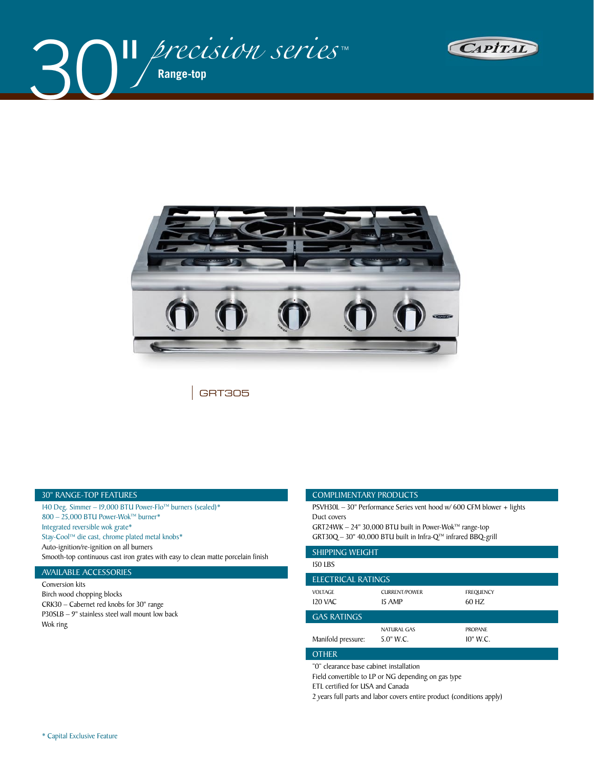# 30" precision series™

## Range-top

CAPITAL

GRT305

## 30" RANGE-TOP FEATURES

140 Deg. Simmer – 19,000 BTU Power-Flo™ burners (sealed)*
800 – 25,000 BTU Power-Wok™ burner*
Integrated reversible wok grate*
Stay-Cool™ die cast, chrome plated metal knobs*
Auto-ignition/re-ignition on all burners
Smooth-top continuous cast iron grates with easy to clean matte porcelain finish

## AVAILABLE ACCESSORIES

Conversion kits
Birch wood chopping blocks
CRK30 – Cabernet red knobs for 30" range
P30SLB – 9" stainless steel wall mount low back
Wok ring

## COMPLIMENTARY PRODUCTS

PSVH30L – 30" Performance Series vent hood w/ 600 CFM blower + lights
Duct covers
GRT24WK – 24" 30,000 BTU built in Power-Wok™ range-top
GRT30Q – 30" 40,000 BTU built in Infra-Q™ infrared BBQ-grill

## SHIPPING WEIGHT

150 LBS

## ELECTRICAL RATINGS

| VOLTAGE | CURRENT/POWER | FREQUENCY |
| --- | --- | --- |
| 120 VAC | 15 AMP | 60 HZ |

## GAS RATINGS

| | NATURAL GAS | PROPANE |
| --- | --- | --- |
| Manifold pressure: | 5.0" W.C. | 10" W.C. |

## OTHER

"0" clearance base cabinet installation
Field convertible to LP or NG depending on gas type
ETL certified for USA and Canada
2 years full parts and labor covers entire product (conditions apply)

* Capital Exclusive Feature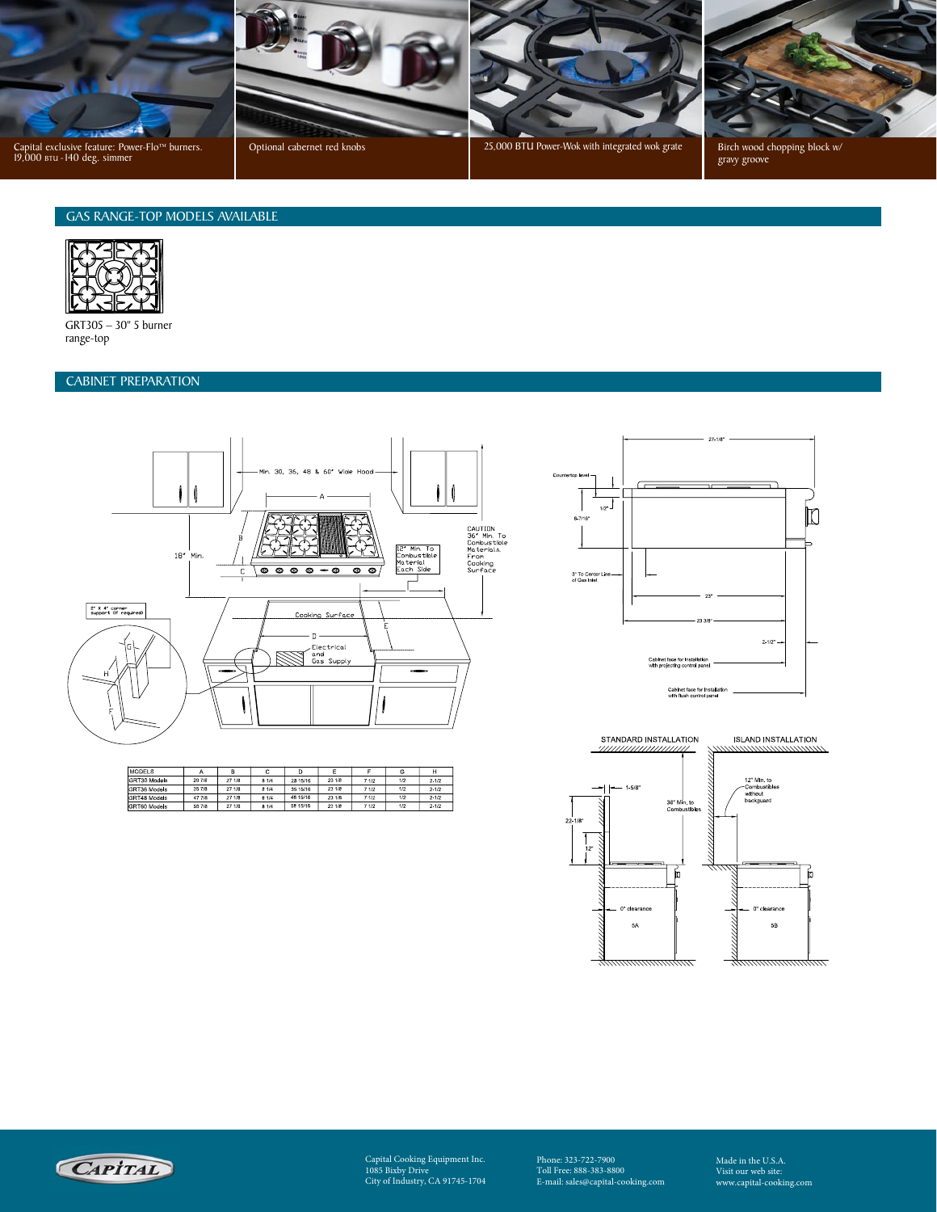Capital exclusive feature: Power-Flo™ burners. 19,000 BTU - 140 deg. simmer

Optional cabernet red knobs

25,000 BTU Power-Wok with integrated wok grate

Birch wood chopping block w/ gravy groove

## GAS RANGE-TOP MODELS AVAILABLE

GRT305 – 30" 5 burner range-top

## CABINET PREPARATION

Min. 30, 36, 48 & 60" Wide Hood

A

B

C

18" Min.

12" Min. To Combustible Material From Each Side

CAUTION 36" Min. To Combustible Materials From Cooking Surface

2" X 4" corner support (if required)

Cooking Surface

D

E

Electrical and Gas Supply

G

H

F

| MODELS | A | B | C | D | E | F | G | H |
|---|---|---|---|---|---|---|---|---|
| GRT30 Models | 29 7/8 | 27 1/8 | 8 1/4 | 28 15/16 | 23 1/8 | 7 1/2 | 1/2 | 2-1/2 |
| GRT36 Models | 35 7/8 | 27 1/8 | 8 1/4 | 35 15/16 | 23 1/8 | 7 1/2 | 1/2 | 2-1/2 |
| GRT48 Models | 47 7/8 | 27 1/8 | 8 1/4 | 46 15/16 | 23 1/8 | 7 1/2 | 1/2 | 2-1/2 |
| GRT60 Models | 56 7/8 | 27 1/8 | 8 1/4 | 58 15/16 | 23 1/8 | 7 1/2 | 1/2 | 2-1/2 |

27-1/8"

Countertop level

1/2"

8-7/16"

3" To Center Line of Gas Inlet

23"

23 3/8"

2-1/2"

Cabinet face for installation with projecting control panel

Cabinet face for installation with flush control panel

STANDARD INSTALLATION

ISLAND INSTALLATION

1-5/8"

36" Min. to Combustibles

12" Min. to Combustibles without backguard

22-1/8"

12"

0" clearance

5A

0" clearance

5B

Capital Cooking Equipment Inc.
1085 Bixby Drive
City of Industry, CA 91745-1704

Phone: 323-722-7900
Toll Free: 888-383-8800
E-mail: sales@capital-cooking.com

Made in the U.S.A.
Visit our web site:
www.capital-cooking.com